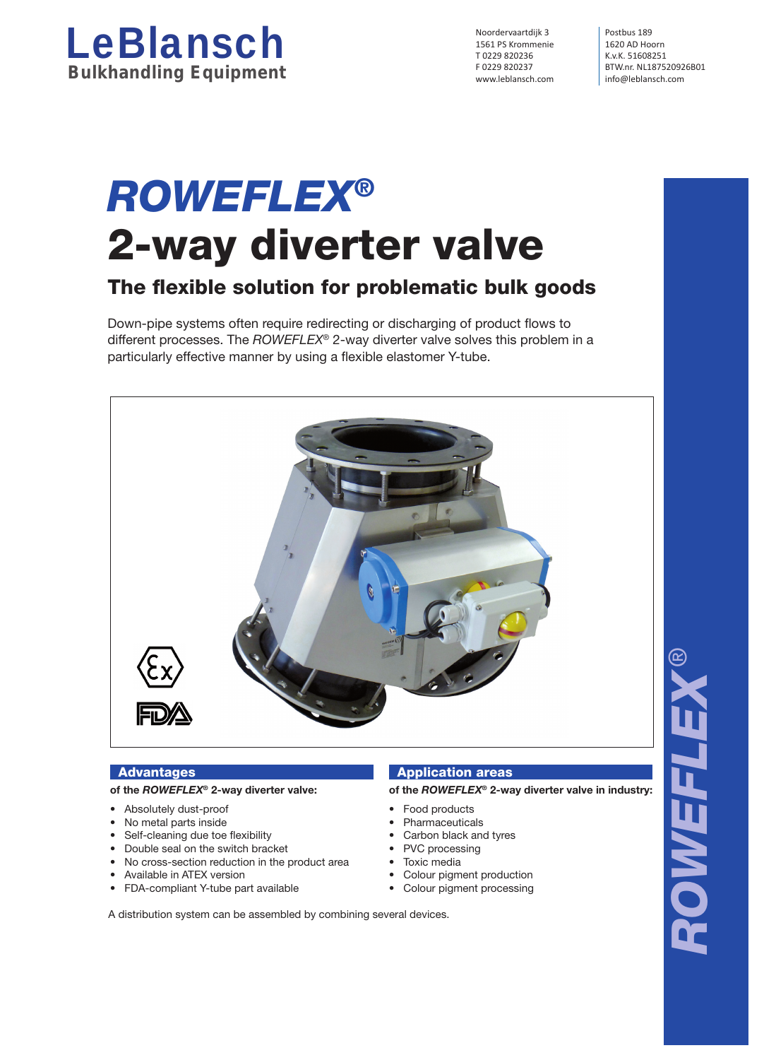# LeBlansch
**Bulkhandling Equipment**

Noordervaartdijk 3
1561 PS Krommenie
T 0229 820236
F 0229 820237
www.leblansch.com

Postbus 189
1620 AD Hoorn
K.v.K. 51608251
BTW.nr. NL187520926B01
info@leblansch.com

# *ROWEFLEX®*
# 2-way diverter valve

## The flexible solution for problematic bulk goods

Down-pipe systems often require redirecting or discharging of product flows to different processes. The *ROWEFLEX®* 2-way diverter valve solves this problem in a particularly effective manner by using a flexible elastomer Y-tube.

### Advantages

**of the *ROWEFLEX®* 2-way diverter valve:**

- Absolutely dust-proof
- No metal parts inside
- Self-cleaning due toe flexibility
- Double seal on the switch bracket
- No cross-section reduction in the product area
- Available in ATEX version
- FDA-compliant Y-tube part available

### Application areas

**of the *ROWEFLEX®* 2-way diverter valve in industry:**

- Food products
- Pharmaceuticals
- Carbon black and tyres
- PVC processing
- Toxic media
- Colour pigment production
- Colour pigment processing

A distribution system can be assembled by combining several devices.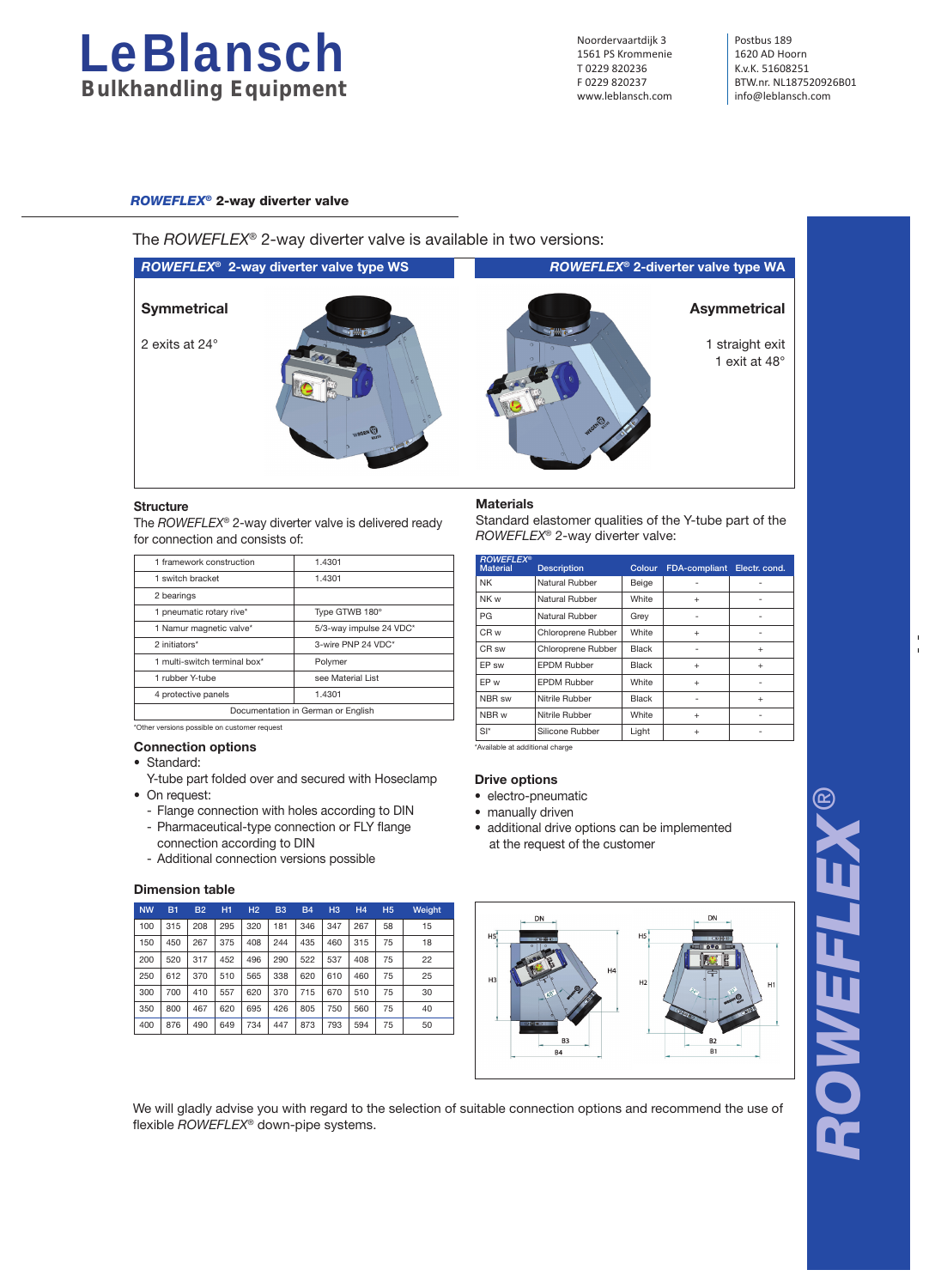**LeBlansch**
**Bulkhandling Equipment**

Noordervaartdijk 3
1561 PS Krommenie
T 0229 820236
F 0229 820237
www.leblansch.com

Postbus 189
1620 AD Hoorn
K.v.K. 51608251
BTW.nr. NL187520926B01
info@leblansch.com

## *ROWEFLEX®* 2-way diverter valve

The *ROWEFLEX®* 2-way diverter valve is available in two versions:

| *ROWEFLEX®* 2-way diverter valve type WS | *ROWEFLEX®* 2-diverter valve type WA |
|---|---|
| **Symmetrical** | **Asymmetrical** |
| 2 exits at 24° | 1 straight exit<br>1 exit at 48° |

### Structure

The *ROWEFLEX®* 2-way diverter valve is delivered ready for connection and consists of:

| | |
|---|---|
| 1 framework construction | 1.4301 |
| 1 switch bracket | 1.4301 |
| 2 bearings | |
| 1 pneumatic rotary rive* | Type GTWB 180° |
| 1 Namur magnetic valve* | 5/3-way impulse 24 VDC* |
| 2 initiators* | 3-wire PNP 24 VDC* |
| 1 multi-switch terminal box* | Polymer |
| 1 rubber Y-tube | see Material List |
| 4 protective panels | 1.4301 |
| Documentation in German or English | |

*Other versions possible on customer request

### Materials

Standard elastomer qualities of the Y-tube part of the *ROWEFLEX®* 2-way diverter valve:

| *ROWEFLEX®* Material | Description | Colour | FDA-compliant | Electr. cond. |
|---|---|---|---|---|
| NK | Natural Rubber | Beige | - | - |
| NK w | Natural Rubber | White | + | - |
| PG | Natural Rubber | Grey | - | - |
| CR w | Chloroprene Rubber | White | + | - |
| CR sw | Chloroprene Rubber | Black | - | + |
| EP sw | EPDM Rubber | Black | + | + |
| EP w | EPDM Rubber | White | + | - |
| NBR sw | Nitrile Rubber | Black | - | + |
| NBR w | Nitrile Rubber | White | + | - |
| SI* | Silicone Rubber | Light | + | - |

*Available at additional charge

### Connection options

- Standard:
  Y-tube part folded over and secured with Hoseclamp
- On request:
  - Flange connection with holes according to DIN
  - Pharmaceutical-type connection or FLY flange connection according to DIN
  - Additional connection versions possible

### Drive options

- electro-pneumatic
- manually driven
- additional drive options can be implemented at the request of the customer

### Dimension table

| NW | B1 | B2 | H1 | H2 | B3 | B4 | H3 | H4 | H5 | Weight |
|---|---|---|---|---|---|---|---|---|---|---|
| 100 | 315 | 208 | 295 | 320 | 181 | 346 | 347 | 267 | 58 | 15 |
| 150 | 450 | 267 | 375 | 408 | 244 | 435 | 460 | 315 | 75 | 18 |
| 200 | 520 | 317 | 452 | 496 | 290 | 522 | 537 | 408 | 75 | 22 |
| 250 | 612 | 370 | 510 | 565 | 338 | 620 | 610 | 460 | 75 | 25 |
| 300 | 700 | 410 | 557 | 620 | 370 | 715 | 670 | 510 | 75 | 30 |
| 350 | 800 | 467 | 620 | 695 | 426 | 805 | 750 | 560 | 75 | 40 |
| 400 | 876 | 490 | 649 | 734 | 447 | 873 | 793 | 594 | 75 | 50 |

DN H5 H3 H4 B3 B4 48°
DN H5 H2 H1 B2 B1 24°

We will gladly advise you with regard to the selection of suitable connection options and recommend the use of flexible *ROWEFLEX®* down-pipe systems.

ROWEFLEX®